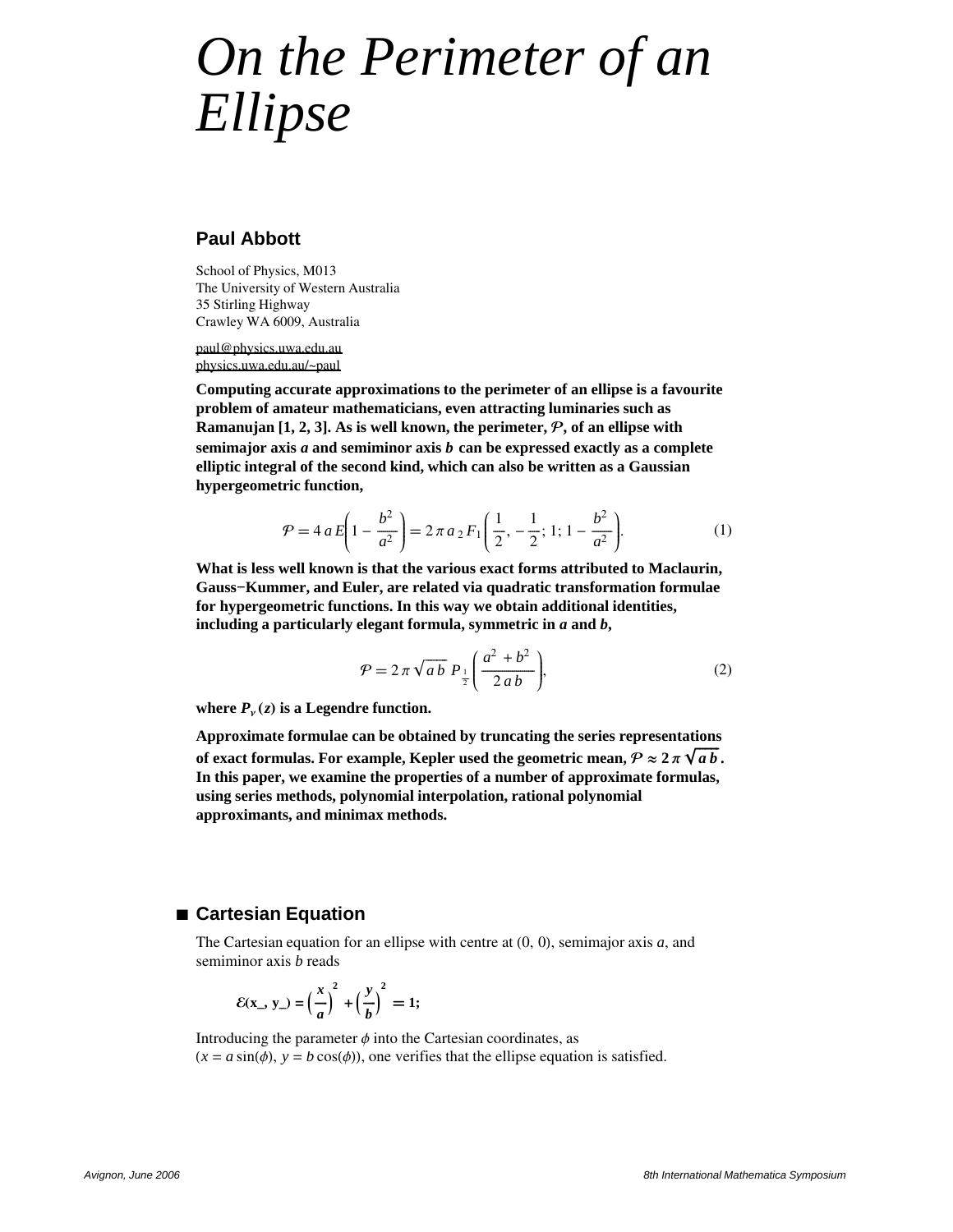# *On the Perimeter of an Ellipse*

## Paul Abbott

School of Physics, M013
The University of Western Australia
35 Stirling Highway
Crawley WA 6009, Australia

paul@physics.uwa.edu.au
physics.uwa.edu.au/~paul

**Computing accurate approximations to the perimeter of an ellipse is a favourite problem of amateur mathematicians, even attracting luminaries such as Ramanujan [1, 2, 3]. As is well known, the perimeter, $\mathcal{P}$, of an ellipse with semimajor axis $a$ and semiminor axis $b$ can be expressed exactly as a complete elliptic integral of the second kind, which can also be written as a Gaussian hypergeometric function,**

$$\mathcal{P} = 4\,a\,E\left(1 - \frac{b^2}{a^2}\right) = 2\,\pi\,a\,{}_2F_1\left(\frac{1}{2}, -\frac{1}{2}; 1; 1 - \frac{b^2}{a^2}\right). \tag{1}$$

**What is less well known is that the various exact forms attributed to Maclaurin, Gauss−Kummer, and Euler, are related via quadratic transformation formulae for hypergeometric functions. In this way we obtain additional identities, including a particularly elegant formula, symmetric in $a$ and $b$,**

$$\mathcal{P} = 2\,\pi\,\sqrt{a\,b}\;P_{\frac{1}{2}}\left(\frac{a^2 + b^2}{2\,a\,b}\right), \tag{2}$$

**where $P_\nu(z)$ is a Legendre function.**

**Approximate formulae can be obtained by truncating the series representations of exact formulas. For example, Kepler used the geometric mean, $\mathcal{P} \approx 2\,\pi\,\sqrt{a\,b}$. In this paper, we examine the properties of a number of approximate formulas, using series methods, polynomial interpolation, rational polynomial approximants, and minimax methods.**

## Cartesian Equation

The Cartesian equation for an ellipse with centre at (0, 0), semimajor axis $a$, and semiminor axis $b$ reads

$$\mathcal{E}(\mathrm{x\_}, \mathrm{y\_}) = \left(\frac{x}{a}\right)^2 + \left(\frac{y}{b}\right)^2 == 1;$$

Introducing the parameter $\phi$ into the Cartesian coordinates, as $(x = a\sin(\phi),\ y = b\cos(\phi))$, one verifies that the ellipse equation is satisfied.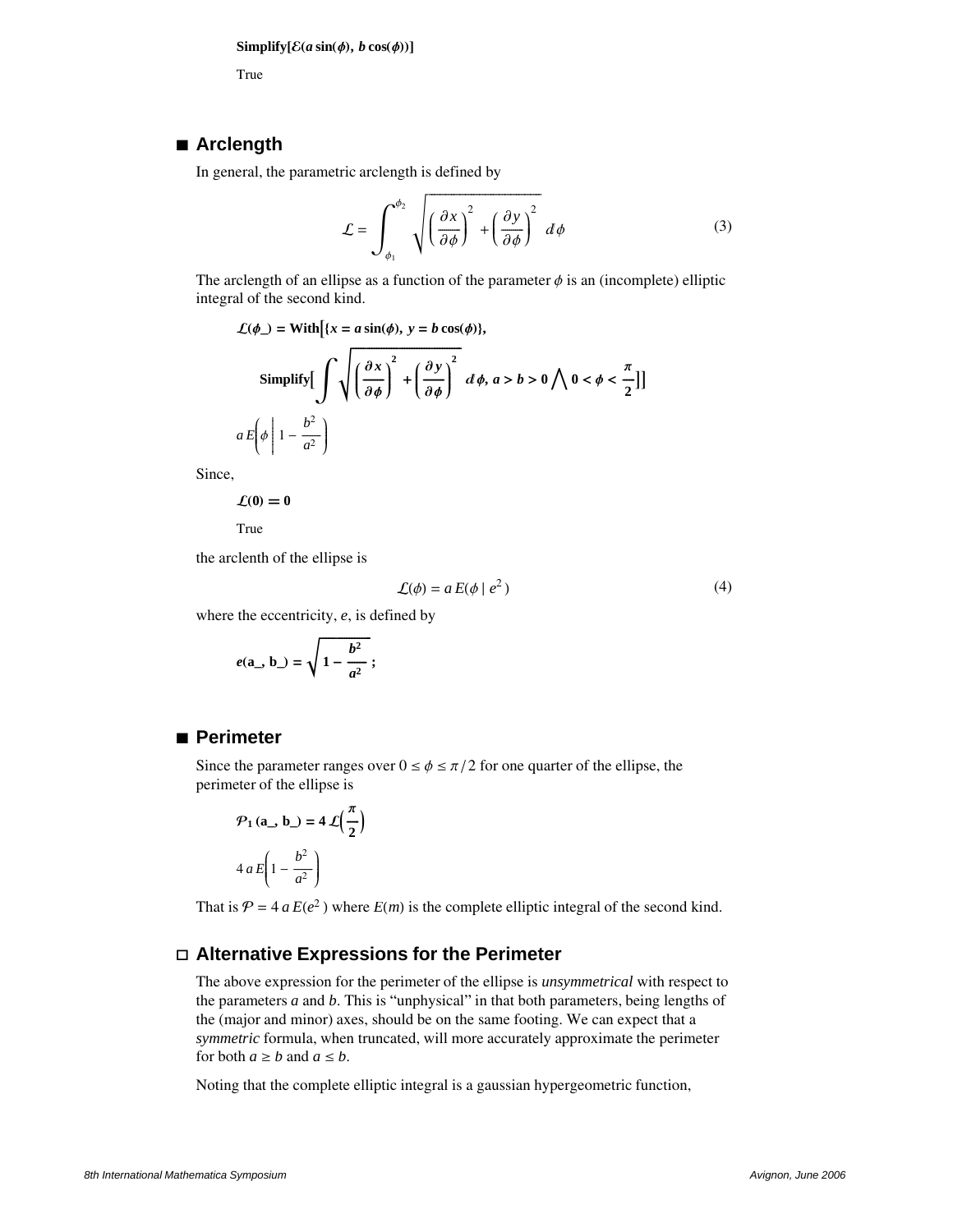**Simplify[$\mathcal{E}(a \sin(\phi),\ b \cos(\phi))$]**

True

## ■ Arclength

In general, the parametric arclength is defined by

$$\mathcal{L} = \int_{\phi_1}^{\phi_2} \sqrt{\left(\frac{\partial x}{\partial \phi}\right)^2 + \left(\frac{\partial y}{\partial \phi}\right)^2}\, d\phi \tag{3}$$

The arclength of an ellipse as a function of the parameter $\phi$ is an (incomplete) elliptic integral of the second kind.

$$\mathcal{L}(\phi\_) = \text{With}\Big[\{x = a \sin(\phi),\ y = b \cos(\phi)\},\ \text{Simplify}\Big[\int \sqrt{\left(\frac{\partial x}{\partial \phi}\right)^2 + \left(\frac{\partial y}{\partial \phi}\right)^2}\, d\phi,\ a > b > 0 \bigwedge 0 < \phi < \frac{\pi}{2}\Big]\Big]$$

$$a\, E\left(\phi \,\middle|\, 1 - \frac{b^2}{a^2}\right)$$

Since,

$$\mathcal{L}(0) = 0$$

True

the arclenth of the ellipse is

$$\mathcal{L}(\phi) = a\, E(\phi \mid e^2) \tag{4}$$

where the eccentricity, $e$, is defined by

$$e(\text{a\_},\ \text{b\_}) = \sqrt{1 - \frac{b^2}{a^2}};$$

## ■ Perimeter

Since the parameter ranges over $0 \le \phi \le \pi/2$ for one quarter of the ellipse, the perimeter of the ellipse is

$$\mathcal{P}_1(\text{a\_},\ \text{b\_}) = 4\, \mathcal{L}\left(\frac{\pi}{2}\right)$$

$$4\, a\, E\left(1 - \frac{b^2}{a^2}\right)$$

That is $\mathcal{P} = 4\, a\, E(e^2)$ where $E(m)$ is the complete elliptic integral of the second kind.

## □ Alternative Expressions for the Perimeter

The above expression for the perimeter of the ellipse is *unsymmetrical* with respect to the parameters $a$ and $b$. This is "unphysical" in that both parameters, being lengths of the (major and minor) axes, should be on the same footing. We can expect that a *symmetric* formula, when truncated, will more accurately approximate the perimeter for both $a \ge b$ and $a \le b$.

Noting that the complete elliptic integral is a gaussian hypergeometric function,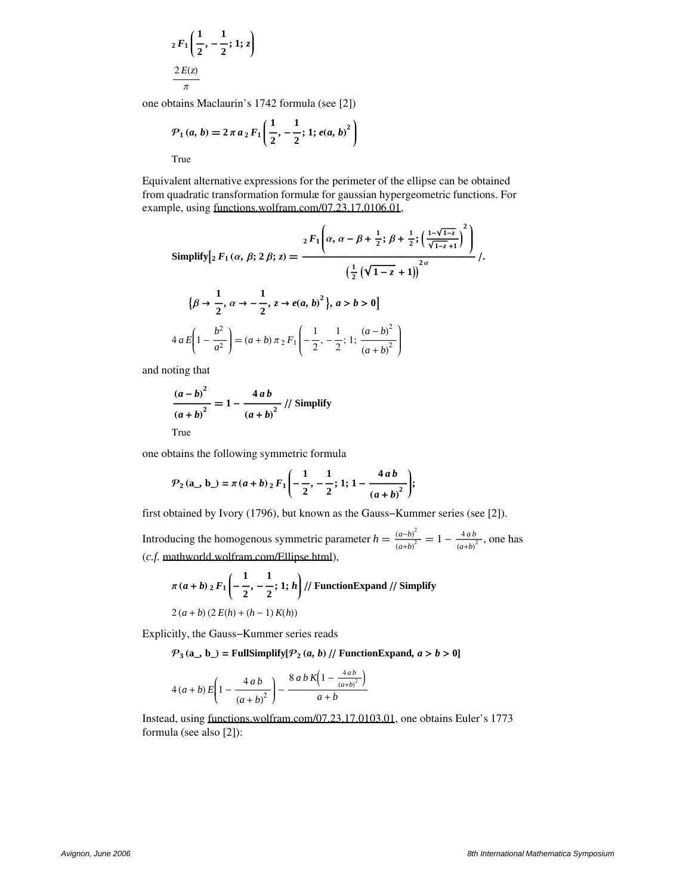$$ {}_2F_1\left(\frac{1}{2}, -\frac{1}{2}; 1; z\right) $$

$$ \frac{2\,E(z)}{\pi} $$

one obtains Maclaurin's 1742 formula (see [2])

$$ \mathcal{P}_1(a, b) = 2\,\pi\,a\,{}_2F_1\left(\frac{1}{2}, -\frac{1}{2}; 1; e(a, b)^2\right) $$

True

Equivalent alternative expressions for the perimeter of the ellipse can be obtained from quadratic transformation formulæ for gaussian hypergeometric functions. For example, using functions.wolfram.com/07.23.17.0106.01,

$$ \text{Simplify}\left[{}_2F_1(\alpha, \beta; 2\,\beta; z) = \frac{{}_2F_1\left(\alpha, \alpha-\beta+\frac{1}{2}; \beta+\frac{1}{2}; \left(\frac{1-\sqrt{1-z}}{\sqrt{1-z}+1}\right)^2\right)}{\left(\frac{1}{2}\left(\sqrt{1-z}+1\right)\right)^{2\alpha}} \text{ /.} \right. $$

$$ \left. \left\{\beta \to \frac{1}{2}, \alpha \to -\frac{1}{2}, z \to e(a, b)^2\right\}, a > b > 0\right] $$

$$ 4\,a\,E\left(1 - \frac{b^2}{a^2}\right) = (a+b)\,\pi\,{}_2F_1\left(-\frac{1}{2}, -\frac{1}{2}; 1; \frac{(a-b)^2}{(a+b)^2}\right) $$

and noting that

$$ \frac{(a-b)^2}{(a+b)^2} = 1 - \frac{4\,a\,b}{(a+b)^2} \text{ // Simplify} $$

True

one obtains the following symmetric formula

$$ \mathcal{P}_2(\text{a\_}, \text{b\_}) = \pi\,(a+b)\,{}_2F_1\left(-\frac{1}{2}, -\frac{1}{2}; 1; 1 - \frac{4\,a\,b}{(a+b)^2}\right); $$

first obtained by Ivory (1796), but known as the Gauss−Kummer series (see [2]).

Introducing the homogenous symmetric parameter $h = \frac{(a-b)^2}{(a+b)^2} = 1 - \frac{4\,a\,b}{(a+b)^2}$, one has (*c.f.* mathworld.wolfram.com/Ellipse.html),

$$ \pi\,(a+b)\,{}_2F_1\left(-\frac{1}{2}, -\frac{1}{2}; 1; h\right) \text{ // FunctionExpand // Simplify} $$

$$ 2\,(a+b)\,(2\,E(h) + (h-1)\,K(h)) $$

Explicitly, the Gauss−Kummer series reads

$$ \mathcal{P}_3(\text{a\_}, \text{b\_}) = \text{FullSimplify}[\mathcal{P}_2(a, b) \text{ // FunctionExpand}, a > b > 0] $$

$$ 4\,(a+b)\,E\left(1 - \frac{4\,a\,b}{(a+b)^2}\right) - \frac{8\,a\,b\,K\left(1 - \frac{4\,a\,b}{(a+b)^2}\right)}{a+b} $$

Instead, using functions.wolfram.com/07.23.17.0103.01, one obtains Euler's 1773 formula (see also [2]):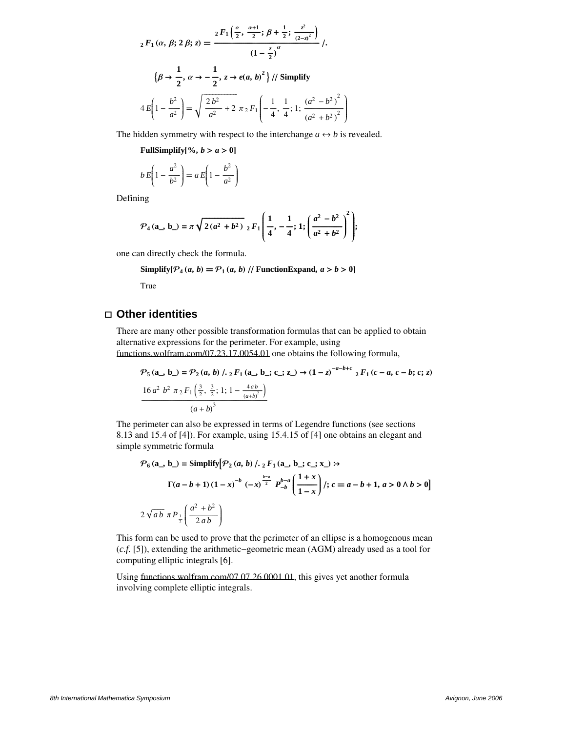$$_2F_1(\alpha,\,\beta;\,2\,\beta;\,z) = \frac{_2F_1\left(\frac{\alpha}{2},\,\frac{\alpha+1}{2};\,\beta+\frac{1}{2};\,\frac{z^2}{(2-z)^2}\right)}{\left(1-\frac{z}{2}\right)^{\alpha}}\;/.$$

$$\left\{\beta \to \frac{1}{2},\,\alpha \to -\frac{1}{2},\,z \to e(a,\,b)^2\right\}\;//\;\text{Simplify}$$

$$4\,E\left(1-\frac{b^2}{a^2}\right) = \sqrt{\frac{2\,b^2}{a^2}+2}\;\pi\;_2F_1\left(-\frac{1}{4},\,\frac{1}{4};\,1;\,\frac{(a^2-b^2)^2}{(a^2+b^2)^2}\right)$$

The hidden symmetry with respect to the interchange $a \leftrightarrow b$ is revealed.

**FullSimplify[%, $b > a > 0$]**

$$b\,E\left(1-\frac{a^2}{b^2}\right) = a\,E\left(1-\frac{b^2}{a^2}\right)$$

Defining

$$\mathcal{P}_4(\text{a\_},\,\text{b\_}) = \pi\,\sqrt{2\,(a^2+b^2)}\;_2F_1\left(\frac{1}{4},\,-\frac{1}{4};\,1;\,\left(\frac{a^2-b^2}{a^2+b^2}\right)^2\right);$$

one can directly check the formula.

**Simplify[$\mathcal{P}_4(a,\,b) == \mathcal{P}_1(a,\,b)$ // FunctionExpand, $a > b > 0$]**

True

## Other identities

There are many other possible transformation formulas that can be applied to obtain alternative expressions for the perimeter. For example, using functions.wolfram.com/07.23.17.0054.01 one obtains the following formula,

$$\mathcal{P}_5(\text{a\_},\,\text{b\_}) = \mathcal{P}_2(a,\,b)\;/.\;_2F_1(\text{a\_},\,\text{b\_};\,\text{c\_};\,\text{z\_}) \to (1-z)^{-a-b+c}\;_2F_1(c-a,\,c-b;\,c;\,z)$$

$$\frac{16\,a^2\,b^2\,\pi\;_2F_1\left(\frac{3}{2},\,\frac{3}{2};\,1;\,1-\frac{4\,a\,b}{(a+b)^2}\right)}{(a+b)^3}$$

The perimeter can also be expressed in terms of Legendre functions (see sections 8.13 and 15.4 of [4]). For example, using 15.4.15 of [4] one obtains an elegant and simple symmetric formula

$$\mathcal{P}_6(\text{a\_},\,\text{b\_}) = \text{Simplify}\Big[\mathcal{P}_2(a,\,b)\;/.\;_2F_1(\text{a\_},\,\text{b\_};\,\text{c\_};\,\text{x\_}) :\to$$
$$\Gamma(a-b+1)\,(1-x)^{-b}\,(-x)^{\frac{b-a}{2}}\,P_{-b}^{b-a}\left(\frac{1+x}{1-x}\right)/;\,c == a-b+1,\,a > 0 \land b > 0\Big]$$

$$2\,\sqrt{a\,b}\;\pi\,P_{\frac{1}{2}}\left(\frac{a^2+b^2}{2\,a\,b}\right)$$

This form can be used to prove that the perimeter of an ellipse is a homogenous mean (*c.f.* [5]), extending the arithmetic−geometric mean (AGM) already used as a tool for computing elliptic integrals [6].

Using functions.wolfram.com/07.07.26.0001.01, this gives yet another formula involving complete elliptic integrals.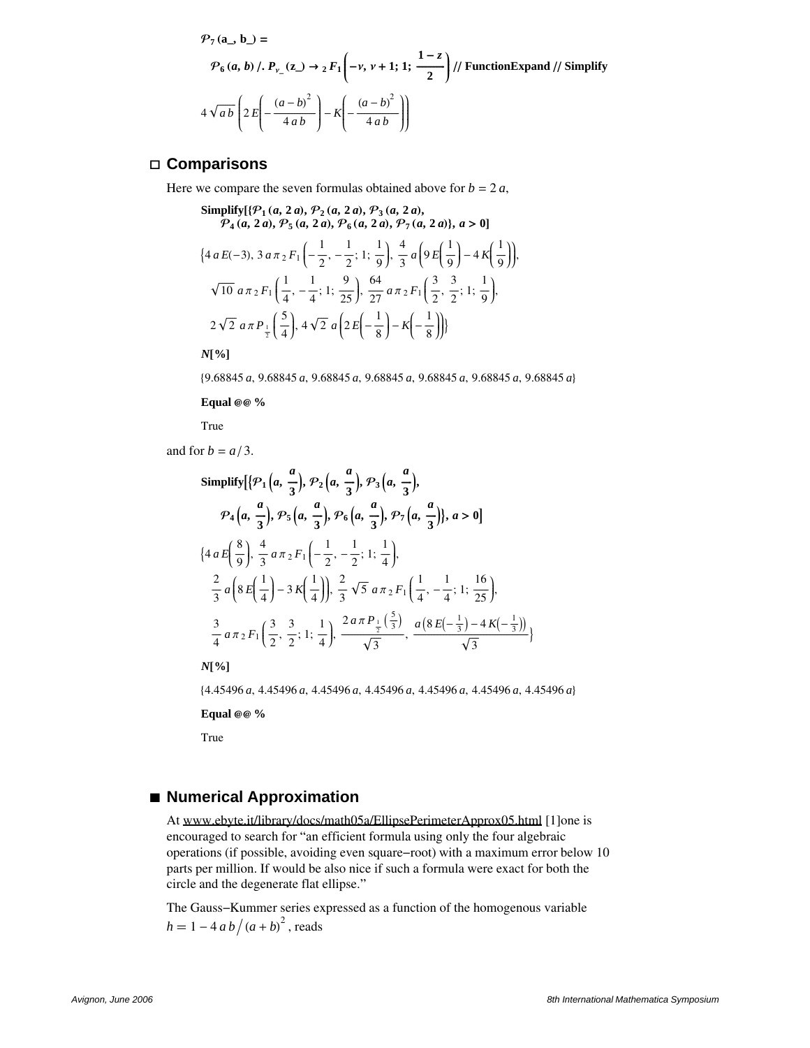```
𝒫7 (a_, b_) =
  𝒫6 (a, b) /. P_ν_ (z_) → 2F1(−ν, ν + 1; 1; (1 − z)/2) // FunctionExpand // Simplify
```

$$4\sqrt{a\,b}\left(2\,E\left(-\frac{(a-b)^2}{4\,a\,b}\right)-K\left(-\frac{(a-b)^2}{4\,a\,b}\right)\right)$$

### Comparisons

Here we compare the seven formulas obtained above for $b = 2\,a$,

```
Simplify[{𝒫1 (a, 2 a), 𝒫2 (a, 2 a), 𝒫3 (a, 2 a),
    𝒫4 (a, 2 a), 𝒫5 (a, 2 a), 𝒫6 (a, 2 a), 𝒫7 (a, 2 a)}, a > 0]
```

$$\left\{4\,a\,E(-3),\ 3\,a\,\pi\,{}_2F_1\left(-\frac{1}{2},-\frac{1}{2};1;\frac{1}{9}\right),\ \frac{4}{3}\,a\left(9\,E\left(\frac{1}{9}\right)-4\,K\left(\frac{1}{9}\right)\right),\right.$$
$$\sqrt{10}\,a\,\pi\,{}_2F_1\left(\frac{1}{4},-\frac{1}{4};1;\frac{9}{25}\right),\ \frac{64}{27}\,a\,\pi\,{}_2F_1\left(\frac{3}{2},\frac{3}{2};1;\frac{1}{9}\right),$$
$$\left.2\sqrt{2}\,a\,\pi\,P_{\frac{1}{2}}\left(\frac{5}{4}\right),\ 4\sqrt{2}\,a\left(2\,E\left(-\frac{1}{8}\right)-K\left(-\frac{1}{8}\right)\right)\right\}$$

```
N[%]
```

{9.68845 a, 9.68845 a, 9.68845 a, 9.68845 a, 9.68845 a, 9.68845 a, 9.68845 a}

```
Equal @@ %
```

True

and for $b = a/3$.

```
Simplify[{𝒫1 (a, a/3), 𝒫2 (a, a/3), 𝒫3 (a, a/3),
    𝒫4 (a, a/3), 𝒫5 (a, a/3), 𝒫6 (a, a/3), 𝒫7 (a, a/3)}, a > 0]
```

$$\left\{4\,a\,E\left(\frac{8}{9}\right),\ \frac{4}{3}\,a\,\pi\,{}_2F_1\left(-\frac{1}{2},-\frac{1}{2};1;\frac{1}{4}\right),\right.$$
$$\frac{2}{3}\,a\left(8\,E\left(\frac{1}{4}\right)-3\,K\left(\frac{1}{4}\right)\right),\ \frac{2}{3}\sqrt{5}\,a\,\pi\,{}_2F_1\left(\frac{1}{4},-\frac{1}{4};1;\frac{16}{25}\right),$$
$$\left.\frac{3}{4}\,a\,\pi\,{}_2F_1\left(\frac{3}{2},\frac{3}{2};1;\frac{1}{4}\right),\ \frac{2\,a\,\pi\,P_{\frac{1}{2}}\left(\frac{5}{3}\right)}{\sqrt{3}},\ \frac{a\left(8\,E\left(-\frac{1}{3}\right)-4\,K\left(-\frac{1}{3}\right)\right)}{\sqrt{3}}\right\}$$

```
N[%]
```

{4.45496 a, 4.45496 a, 4.45496 a, 4.45496 a, 4.45496 a, 4.45496 a, 4.45496 a}

```
Equal @@ %
```

True

## Numerical Approximation

At www.ebyte.it/library/docs/math05a/EllipsePerimeterApprox05.html [1]one is encouraged to search for "an efficient formula using only the four algebraic operations (if possible, avoiding even square−root) with a maximum error below 10 parts per million. If would be also nice if such a formula were exact for both the circle and the degenerate flat ellipse."

The Gauss−Kummer series expressed as a function of the homogenous variable $h = 1 - 4\,a\,b/(a+b)^2$, reads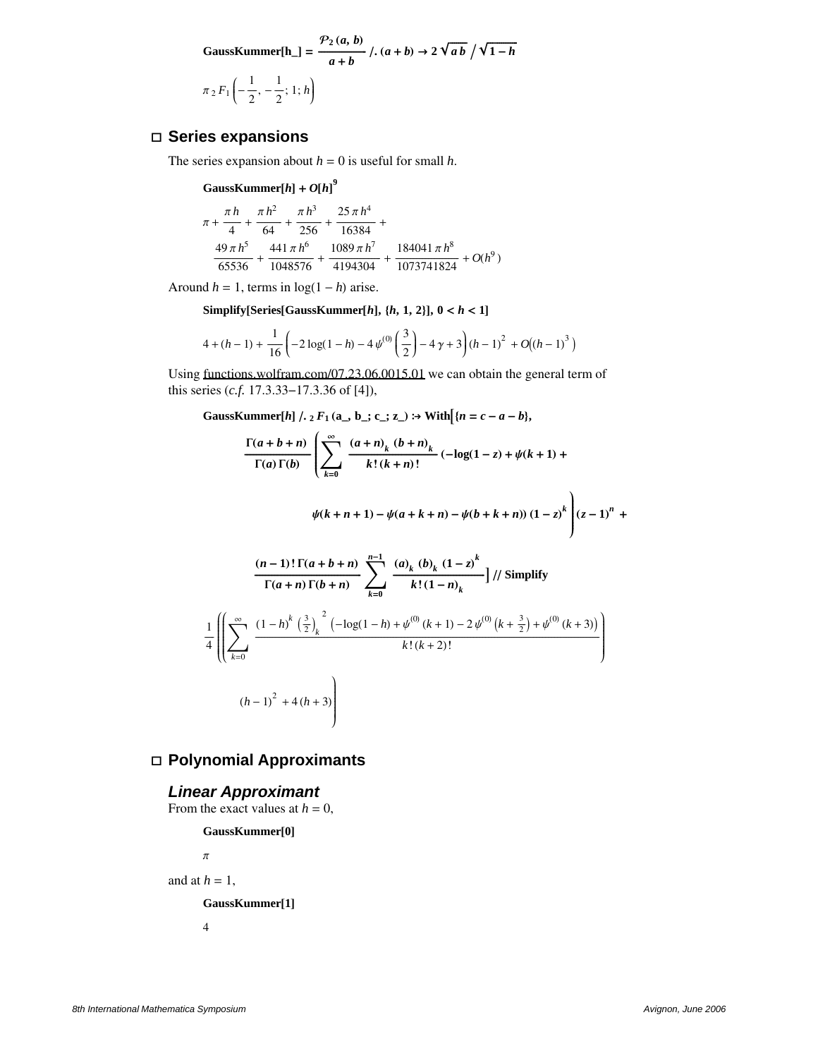$$\textbf{GaussKummer[h\_]} = \frac{\mathcal{P}_2(a, b)}{a+b} \;/.\; (a+b) \to 2\sqrt{a\,b} \Big/ \sqrt{1-h}$$

$$\pi\, {}_2F_1\left(-\frac{1}{2}, -\frac{1}{2}; 1; h\right)$$

## Series expansions

The series expansion about $h = 0$ is useful for small $h$.

$$\textbf{GaussKummer}[h] + O[h]^9$$

$$\pi + \frac{\pi h}{4} + \frac{\pi h^2}{64} + \frac{\pi h^3}{256} + \frac{25\pi h^4}{16384} + \frac{49\pi h^5}{65536} + \frac{441\pi h^6}{1048576} + \frac{1089\pi h^7}{4194304} + \frac{184041\pi h^8}{1073741824} + O(h^9)$$

Around $h = 1$, terms in $\log(1-h)$ arise.

$$\textbf{Simplify[Series[GaussKummer}[h], \{h, 1, 2\}], 0 < h < 1]$$

$$4 + (h-1) + \frac{1}{16}\left(-2\log(1-h) - 4\,\psi^{(0)}\left(\frac{3}{2}\right) - 4\gamma + 3\right)(h-1)^2 + O\left((h-1)^3\right)$$

Using functions.wolfram.com/07.23.06.0015.01 we can obtain the general term of this series (*c.f.* 17.3.33–17.3.36 of [4]),

$$\textbf{GaussKummer}[h] \;/.\; {}_2F_1(\text{a\_}, \text{b\_}; \text{c\_}; \text{z\_}) :\to \textbf{With}\Big[\{n = c - a - b\},$$

$$\frac{\Gamma(a+b+n)}{\Gamma(a)\,\Gamma(b)} \left( \sum_{k=0}^{\infty} \frac{(a+n)_k\,(b+n)_k}{k!\,(k+n)!} (-\log(1-z) + \psi(k+1) + \psi(k+n+1) - \psi(a+k+n) - \psi(b+k+n))\,(1-z)^k \right)(z-1)^n +$$

$$\frac{(n-1)!\,\Gamma(a+b+n)}{\Gamma(a+n)\,\Gamma(b+n)} \sum_{k=0}^{n-1} \frac{(a)_k\,(b)_k\,(1-z)^k}{k!\,(1-n)_k} \Big] \;//\; \textbf{Simplify}$$

$$\frac{1}{4}\left( \left( \sum_{k=0}^{\infty} \frac{(1-h)^k \left(\frac{3}{2}\right)_k^2 \left(-\log(1-h) + \psi^{(0)}(k+1) - 2\,\psi^{(0)}\left(k+\frac{3}{2}\right) + \psi^{(0)}(k+3)\right)}{k!\,(k+2)!} \right)(h-1)^2 + 4(h+3) \right)$$

## Polynomial Approximants

### Linear Approximant

From the exact values at $h = 0$,

**GaussKummer[0]**

$\pi$

and at $h = 1$,

**GaussKummer[1]**

4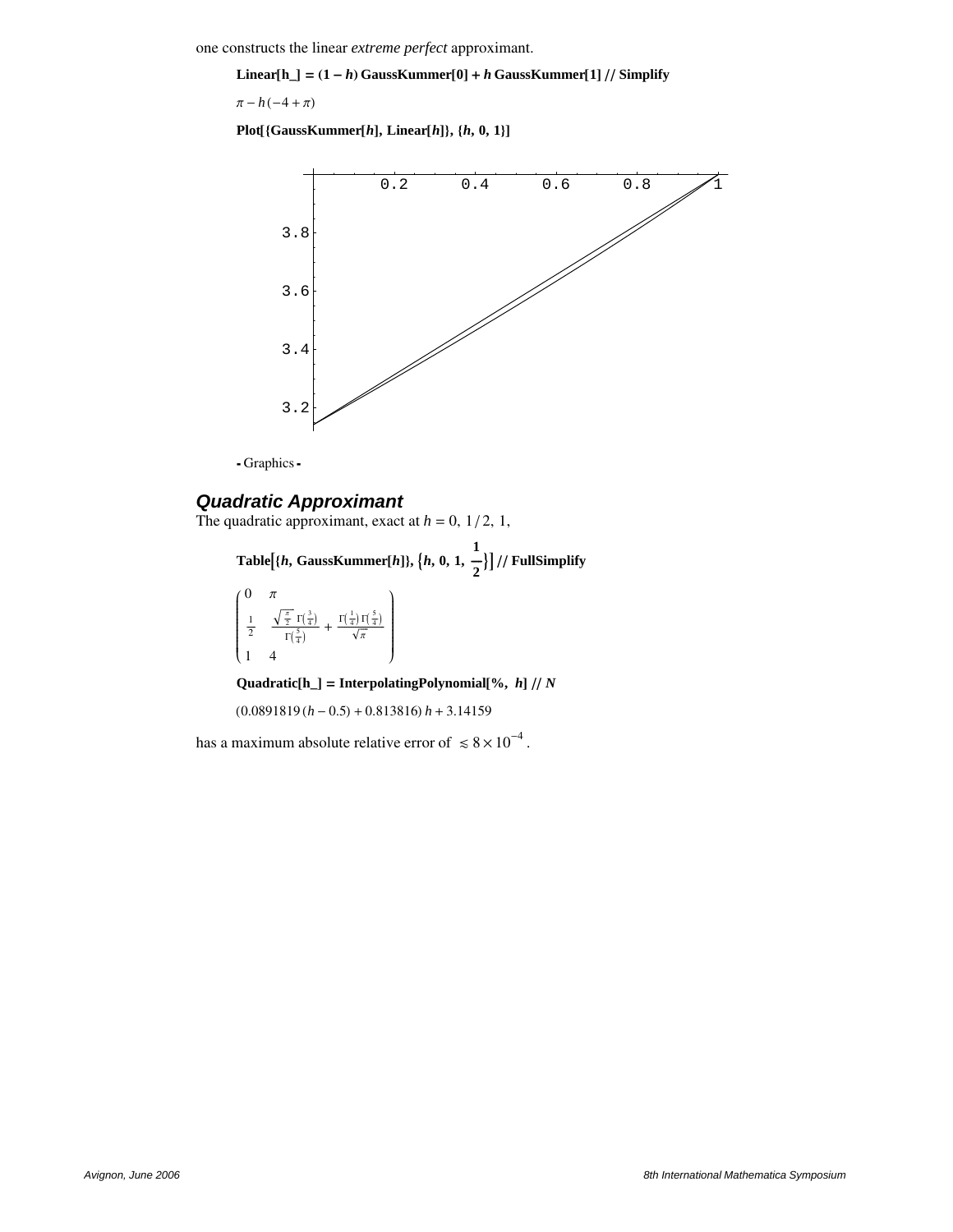one constructs the linear *extreme perfect* approximant.

```
Linear[h_] = (1 - h) GaussKummer[0] + h GaussKummer[1] // Simplify
```

$\pi - h(-4 + \pi)$

```
Plot[{GaussKummer[h], Linear[h]}, {h, 0, 1}]
```

- Graphics -

## Quadratic Approximant

The quadratic approximant, exact at $h = 0,\ 1/2,\ 1$,

```
Table[{h, GaussKummer[h]}, {h, 0, 1, 1/2}] // FullSimplify
```

$$\begin{pmatrix} 0 & \pi \\ \frac{1}{2} & \frac{\sqrt{\frac{\pi}{2}}\,\Gamma\left(\frac{3}{4}\right)}{\Gamma\left(\frac{5}{4}\right)} + \frac{\Gamma\left(\frac{1}{4}\right)\Gamma\left(\frac{5}{4}\right)}{\sqrt{\pi}} \\ 1 & 4 \end{pmatrix}$$

```
Quadratic[h_] = InterpolatingPolynomial[%, h] // N
```

$(0.0891819\,(h - 0.5) + 0.813816)\,h + 3.14159$

has a maximum absolute relative error of $\lesssim 8 \times 10^{-4}$.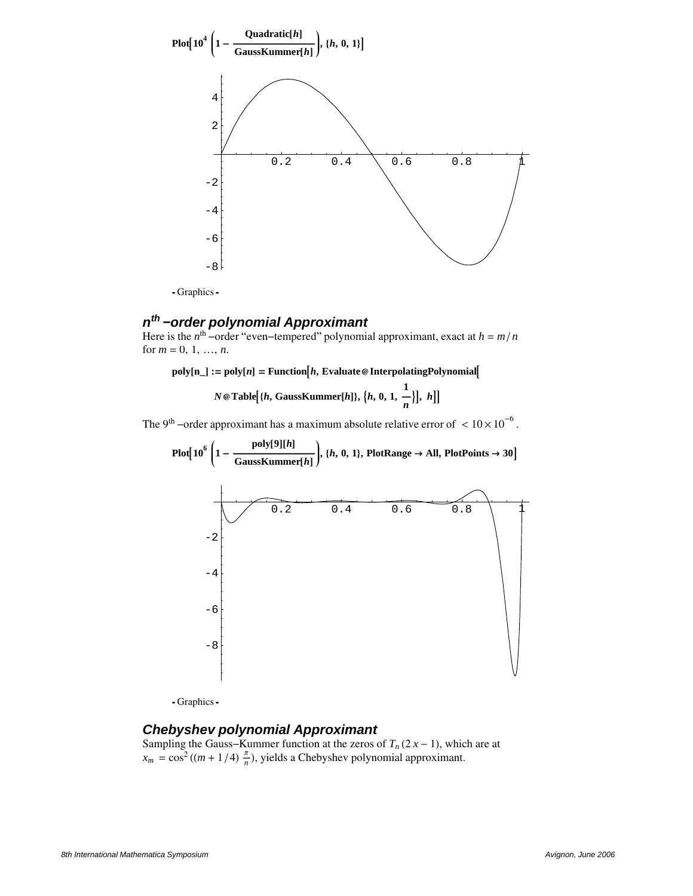```
Plot[10^4 (1 - Quadratic[h]/GaussKummer[h]), {h, 0, 1}]
```

- Graphics -

### $n^{th}$ –order polynomial Approximant

Here is the $n^{th}$ –order "even–tempered" polynomial approximant, exact at $h = m/n$ for $m = 0, 1, \ldots, n$.

```
poly[n_] := poly[n] = Function[h, Evaluate@InterpolatingPolynomial[
    N@Table[{h, GaussKummer[h]}, {h, 0, 1, 1/n}], h]]
```

The $9^{th}$ –order approximant has a maximum absolute relative error of $< 10 \times 10^{-6}$.

```
Plot[10^6 (1 - poly[9][h]/GaussKummer[h]), {h, 0, 1}, PlotRange → All, PlotPoints → 30]
```

- Graphics -

### Chebyshev polynomial Approximant

Sampling the Gauss–Kummer function at the zeros of $T_n(2x - 1)$, which are at $x_m = \cos^2((m + 1/4)\frac{\pi}{n})$, yields a Chebyshev polynomial approximant.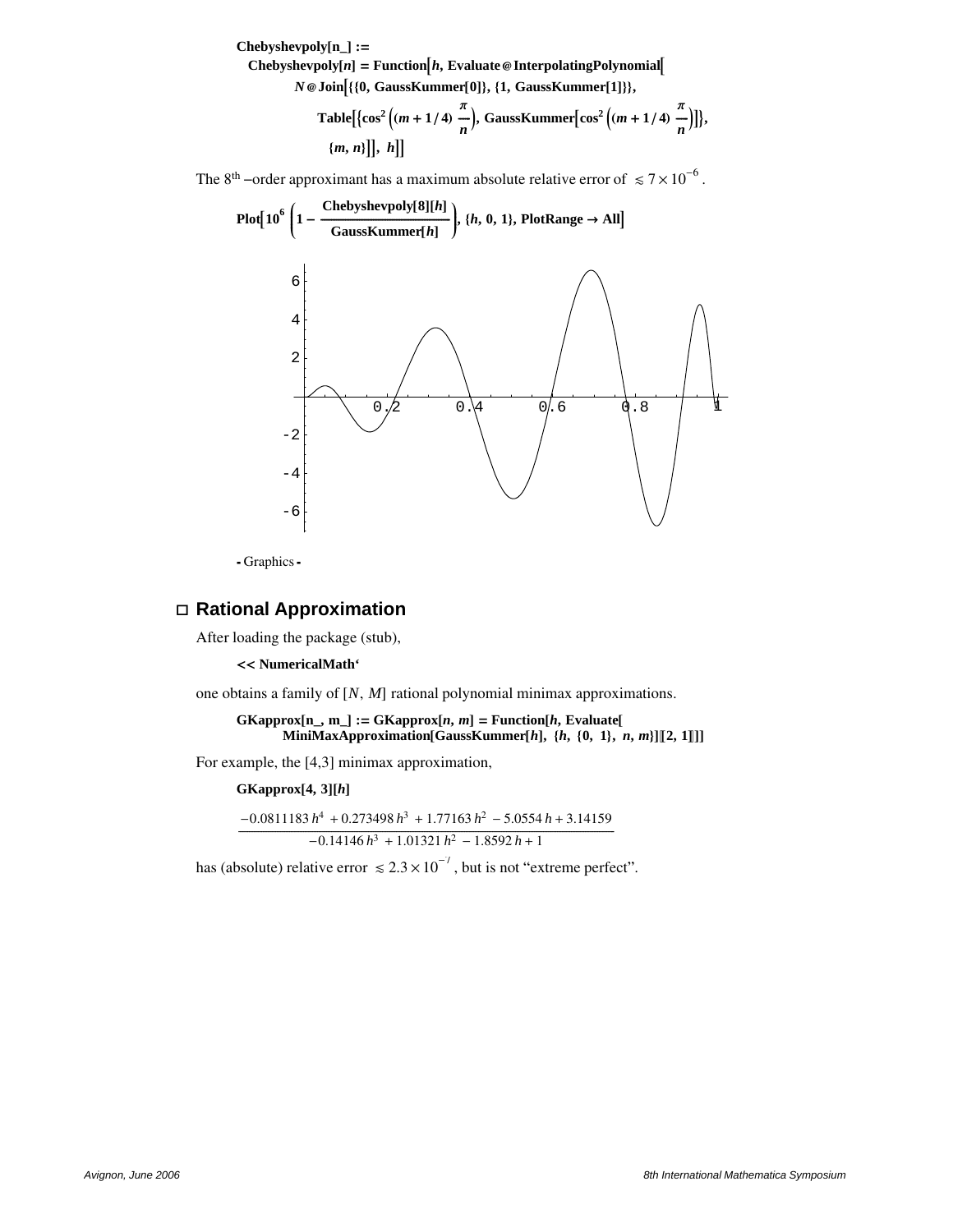```
Chebyshevpoly[n_] :=
  Chebyshevpoly[n] = Function[h, Evaluate@InterpolatingPolynomial[
      N@Join[{{0, GaussKummer[0]}, {1, GaussKummer[1]}},
        Table[{cos^2((m + 1/4) π/n), GaussKummer[cos^2((m + 1/4) π/n)]},
         {m, n}]], h]]
```

The $8^{\text{th}}$ –order approximant has a maximum absolute relative error of $\lesssim 7 \times 10^{-6}$.

```
Plot[10^6 (1 - Chebyshevpoly[8][h]/GaussKummer[h]), {h, 0, 1}, PlotRange → All]
```

- Graphics -

## ◻ Rational Approximation

After loading the package (stub),

```
<< NumericalMath`
```

one obtains a family of [$N$, $M$] rational polynomial minimax approximations.

```
GKapprox[n_, m_] := GKapprox[n, m] = Function[h, Evaluate[
    MiniMaxApproximation[GaussKummer[h], {h, {0, 1}, n, m}][[2, 1]]]]
```

For example, the [4,3] minimax approximation,

```
GKapprox[4, 3][h]
```

$$\frac{-0.0811183\, h^4 + 0.273498\, h^3 + 1.77163\, h^2 - 5.0554\, h + 3.14159}{-0.14146\, h^3 + 1.01321\, h^2 - 1.8592\, h + 1}$$

has (absolute) relative error $\lesssim 2.3 \times 10^{-7}$, but is not “extreme perfect”.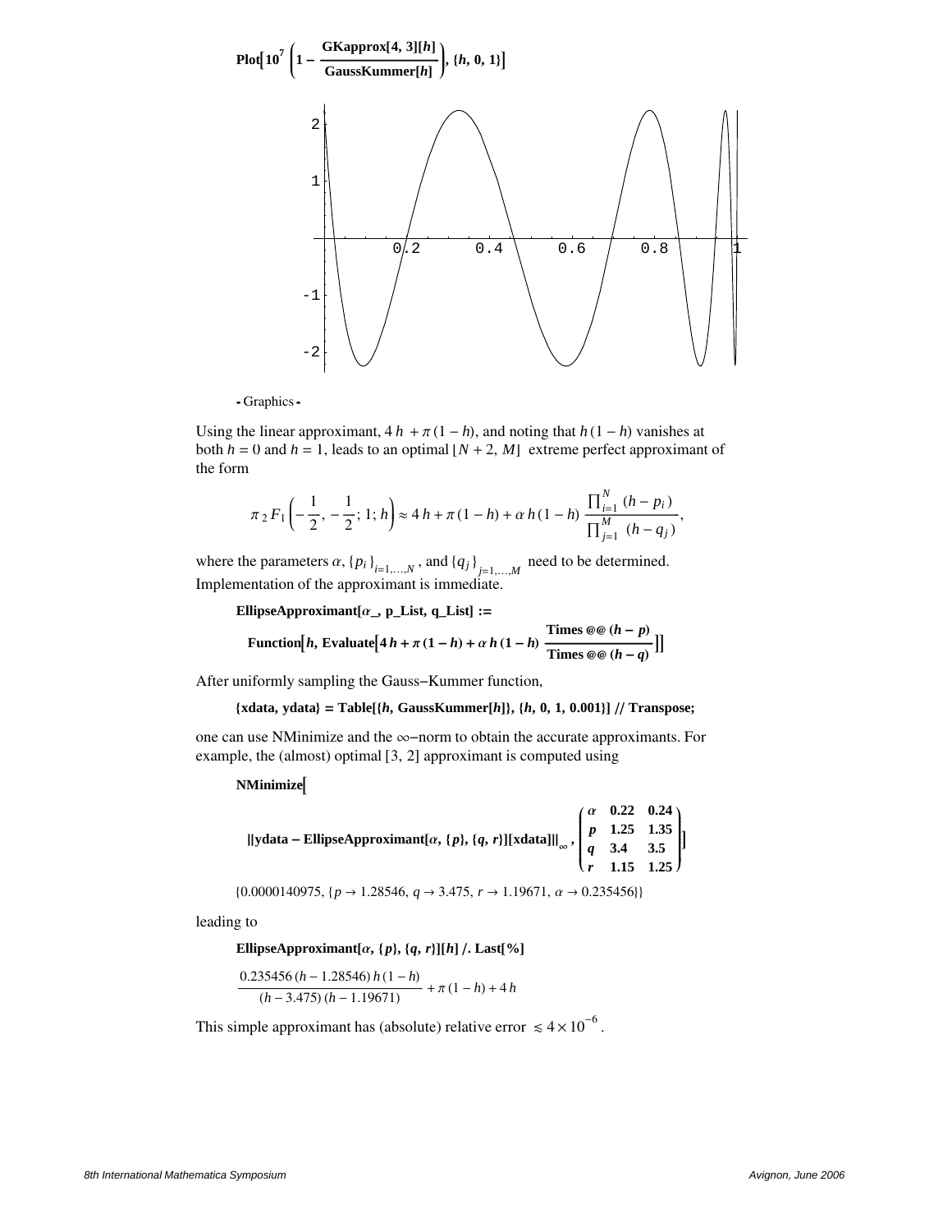```
Plot[10^7 (1 - GKapprox[4, 3][h]/GaussKummer[h]), {h, 0, 1}]
```

- Graphics -

Using the linear approximant, $4h + \pi(1-h)$, and noting that $h(1-h)$ vanishes at both $h = 0$ and $h = 1$, leads to an optimal $[N+2, M]$ extreme perfect approximant of the form

$$\pi\, {}_2F_1\left(-\frac{1}{2}, -\frac{1}{2}; 1; h\right) \approx 4h + \pi(1-h) + \alpha\, h(1-h) \frac{\prod_{i=1}^{N} (h - p_i)}{\prod_{j=1}^{M} (h - q_j)},$$

where the parameters $\alpha$, $\{p_i\}_{i=1,\ldots,N}$, and $\{q_j\}_{j=1,\ldots,M}$ need to be determined. Implementation of the approximant is immediate.

```
EllipseApproximant[α_, p_List, q_List] :=
  Function[h, Evaluate[4 h + π (1 - h) + α h (1 - h) (Times @@ (h - p))/(Times @@ (h - q))]]
```

After uniformly sampling the Gauss–Kummer function,

```
{xdata, ydata} = Table[{h, GaussKummer[h]}, {h, 0, 1, 0.001}] // Transpose;
```

one can use NMinimize and the $\infty$–norm to obtain the accurate approximants. For example, the (almost) optimal [3, 2] approximant is computed using

```
NMinimize[
  ||ydata - EllipseApproximant[α, {p}, {q, r}][xdata]||∞, 
    (α  0.22  0.24
     p  1.25  1.35
     q  3.4   3.5
     r  1.15  1.25)]
```

{0.0000140975, {p → 1.28546, q → 3.475, r → 1.19671, α → 0.235456}}

leading to

```
EllipseApproximant[α, {p}, {q, r}][h] /. Last[%]
```

$$\frac{0.235456\,(h - 1.28546)\,h\,(1-h)}{(h - 3.475)\,(h - 1.19671)} + \pi(1-h) + 4h$$

This simple approximant has (absolute) relative error $\lesssim 4 \times 10^{-6}$.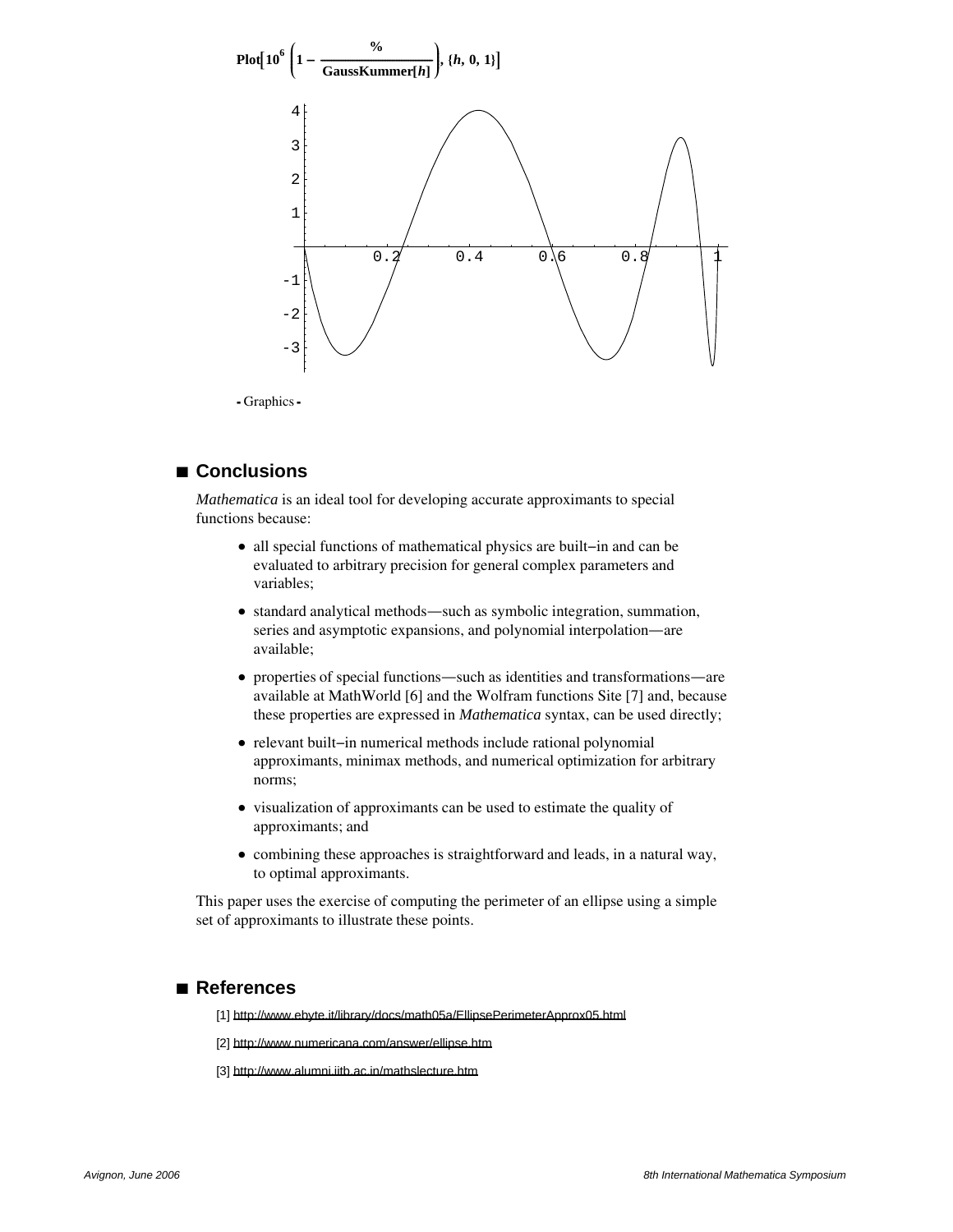```
Plot[10^6 (1 - % / GaussKummer[h]), {h, 0, 1}]
```

- Graphics -

## ■ Conclusions

*Mathematica* is an ideal tool for developing accurate approximants to special functions because:

- all special functions of mathematical physics are built–in and can be evaluated to arbitrary precision for general complex parameters and variables;
- standard analytical methods—such as symbolic integration, summation, series and asymptotic expansions, and polynomial interpolation—are available;
- properties of special functions—such as identities and transformations—are available at MathWorld [6] and the Wolfram functions Site [7] and, because these properties are expressed in *Mathematica* syntax, can be used directly;
- relevant built–in numerical methods include rational polynomial approximants, minimax methods, and numerical optimization for arbitrary norms;
- visualization of approximants can be used to estimate the quality of approximants; and
- combining these approaches is straightforward and leads, in a natural way, to optimal approximants.

This paper uses the exercise of computing the perimeter of an ellipse using a simple set of approximants to illustrate these points.

## ■ References

[1] http://www.ebyte.it/library/docs/math05a/EllipsePerimeterApprox05.html

[2] http://www.numericana.com/answer/ellipse.htm

[3] http://www.alumni.iitb.ac.in/mathslecture.htm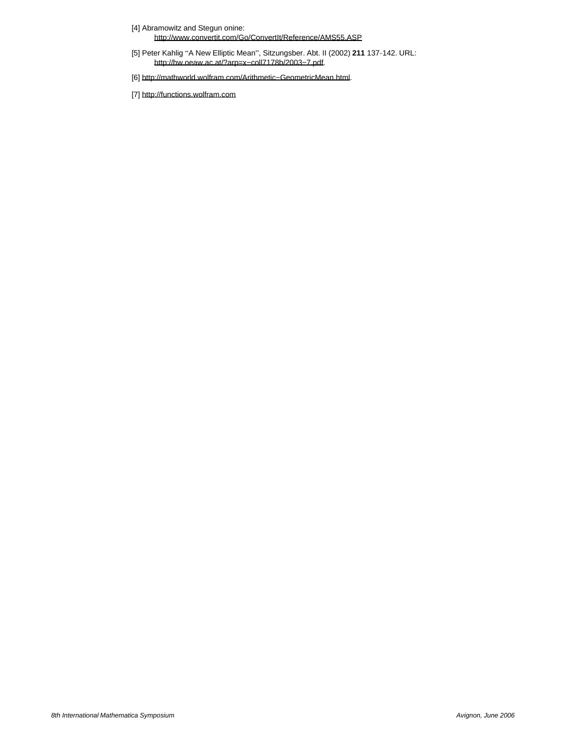[4] Abramowitz and Stegun onine:
http://www.convertit.com/Go/ConvertIt/Reference/AMS55.ASP

[5] Peter Kahlig "A New Elliptic Mean", Sitzungsber. Abt. II (2002) **211** 137-142. URL:
http://hw.oeaw.ac.at/?arp=x−coll7178b/2003−7.pdf.

[6] http://mathworld.wolfram.com/Arithmetic−GeometricMean.html.

[7] http://functions.wolfram.com